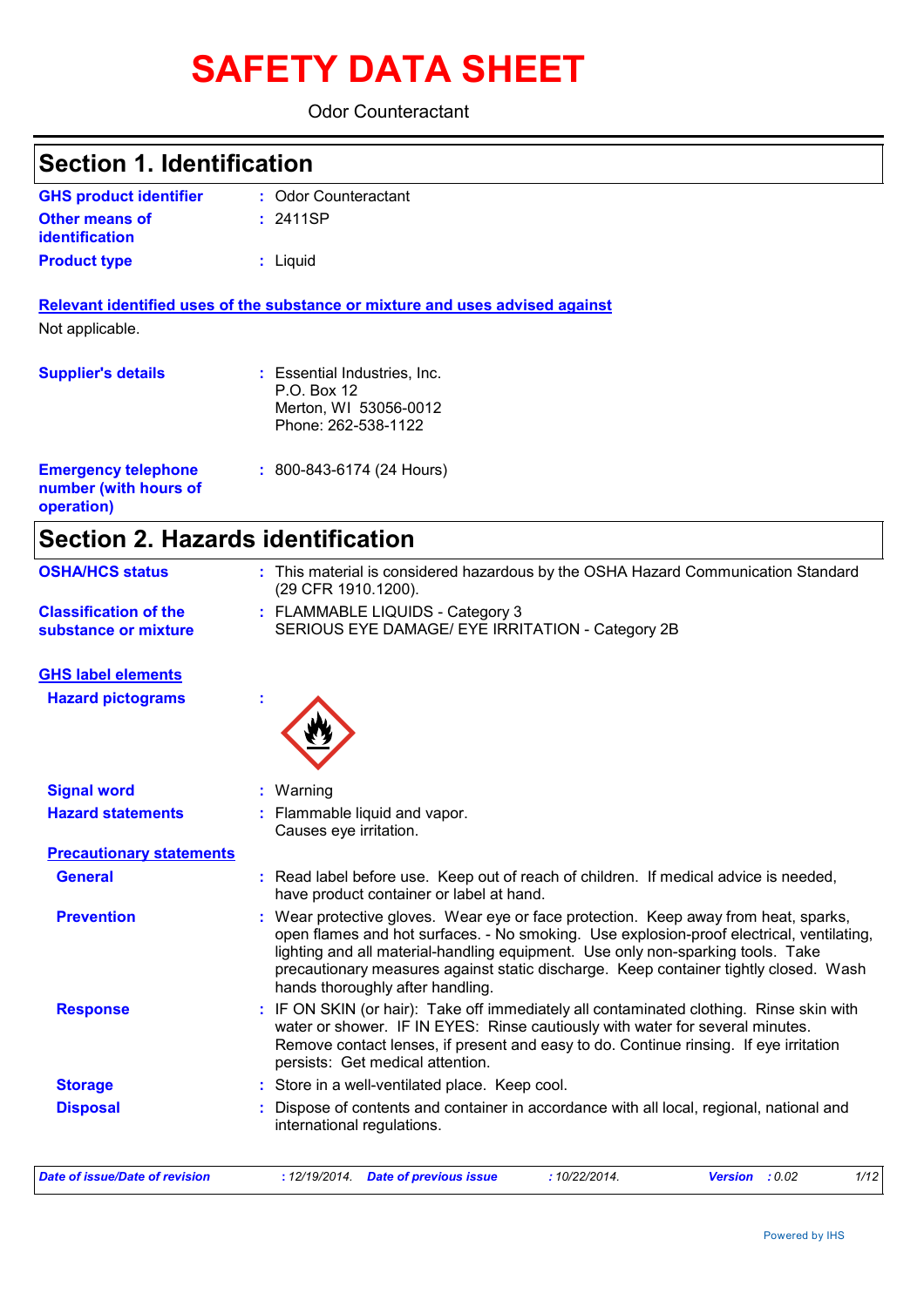# SAFETY DATA SHEET

Odor Counteractant

## Section 1. Identification

| | |
|---|---|
| **GHS product identifier** | : Odor Counteractant |
| **Other means of identification** | : 2411SP |
| **Product type** | : Liquid |

**Relevant identified uses of the substance or mixture and uses advised against**

Not applicable.

| | |
|---|---|
| **Supplier's details** | : Essential Industries, Inc.<br>P.O. Box 12<br>Merton, WI 53056-0012<br>Phone: 262-538-1122 |
| **Emergency telephone number (with hours of operation)** | : 800-843-6174 (24 Hours) |

## Section 2. Hazards identification

| | |
|---|---|
| **OSHA/HCS status** | : This material is considered hazardous by the OSHA Hazard Communication Standard (29 CFR 1910.1200). |
| **Classification of the substance or mixture** | : FLAMMABLE LIQUIDS - Category 3<br>SERIOUS EYE DAMAGE/ EYE IRRITATION - Category 2B |

**GHS label elements**

| | |
|---|---|
| **Hazard pictograms** | : |
| **Signal word** | : Warning |
| **Hazard statements** | : Flammable liquid and vapor.<br>Causes eye irritation. |

**Precautionary statements**

| | |
|---|---|
| **General** | : Read label before use. Keep out of reach of children. If medical advice is needed, have product container or label at hand. |
| **Prevention** | : Wear protective gloves. Wear eye or face protection. Keep away from heat, sparks, open flames and hot surfaces. - No smoking. Use explosion-proof electrical, ventilating, lighting and all material-handling equipment. Use only non-sparking tools. Take precautionary measures against static discharge. Keep container tightly closed. Wash hands thoroughly after handling. |
| **Response** | : IF ON SKIN (or hair): Take off immediately all contaminated clothing. Rinse skin with water or shower. IF IN EYES: Rinse cautiously with water for several minutes. Remove contact lenses, if present and easy to do. Continue rinsing. If eye irritation persists: Get medical attention. |
| **Storage** | : Store in a well-ventilated place. Keep cool. |
| **Disposal** | : Dispose of contents and container in accordance with all local, regional, national and international regulations. |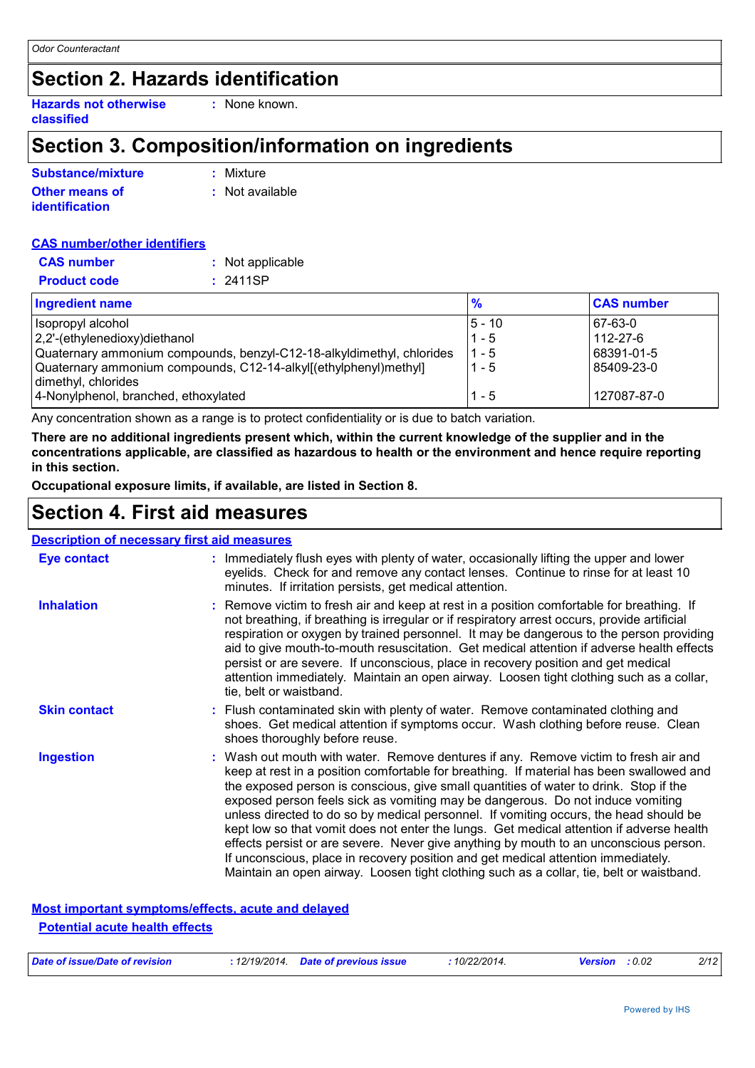## Section 2. Hazards identification

**Hazards not otherwise classified** : None known.

## Section 3. Composition/information on ingredients

**Substance/mixture** : Mixture

**Other means of identification** : Not available

**CAS number/other identifiers**

**CAS number** : Not applicable

**Product code** : 2411SP

| Ingredient name | % | CAS number |
|---|---|---|
| Isopropyl alcohol | 5 - 10 | 67-63-0 |
| 2,2'-(ethylenedioxy)diethanol | 1 - 5 | 112-27-6 |
| Quaternary ammonium compounds, benzyl-C12-18-alkyldimethyl, chlorides | 1 - 5 | 68391-01-5 |
| Quaternary ammonium compounds, C12-14-alkyl[(ethylphenyl)methyl] dimethyl, chlorides | 1 - 5 | 85409-23-0 |
| 4-Nonylphenol, branched, ethoxylated | 1 - 5 | 127087-87-0 |

Any concentration shown as a range is to protect confidentiality or is due to batch variation.

**There are no additional ingredients present which, within the current knowledge of the supplier and in the concentrations applicable, are classified as hazardous to health or the environment and hence require reporting in this section.**

**Occupational exposure limits, if available, are listed in Section 8.**

## Section 4. First aid measures

**Description of necessary first aid measures**

**Eye contact** : Immediately flush eyes with plenty of water, occasionally lifting the upper and lower eyelids. Check for and remove any contact lenses. Continue to rinse for at least 10 minutes. If irritation persists, get medical attention.

**Inhalation** : Remove victim to fresh air and keep at rest in a position comfortable for breathing. If not breathing, if breathing is irregular or if respiratory arrest occurs, provide artificial respiration or oxygen by trained personnel. It may be dangerous to the person providing aid to give mouth-to-mouth resuscitation. Get medical attention if adverse health effects persist or are severe. If unconscious, place in recovery position and get medical attention immediately. Maintain an open airway. Loosen tight clothing such as a collar, tie, belt or waistband.

**Skin contact** : Flush contaminated skin with plenty of water. Remove contaminated clothing and shoes. Get medical attention if symptoms occur. Wash clothing before reuse. Clean shoes thoroughly before reuse.

**Ingestion** : Wash out mouth with water. Remove dentures if any. Remove victim to fresh air and keep at rest in a position comfortable for breathing. If material has been swallowed and the exposed person is conscious, give small quantities of water to drink. Stop if the exposed person feels sick as vomiting may be dangerous. Do not induce vomiting unless directed to do so by medical personnel. If vomiting occurs, the head should be kept low so that vomit does not enter the lungs. Get medical attention if adverse health effects persist or are severe. Never give anything by mouth to an unconscious person. If unconscious, place in recovery position and get medical attention immediately. Maintain an open airway. Loosen tight clothing such as a collar, tie, belt or waistband.

**Most important symptoms/effects, acute and delayed**

**Potential acute health effects**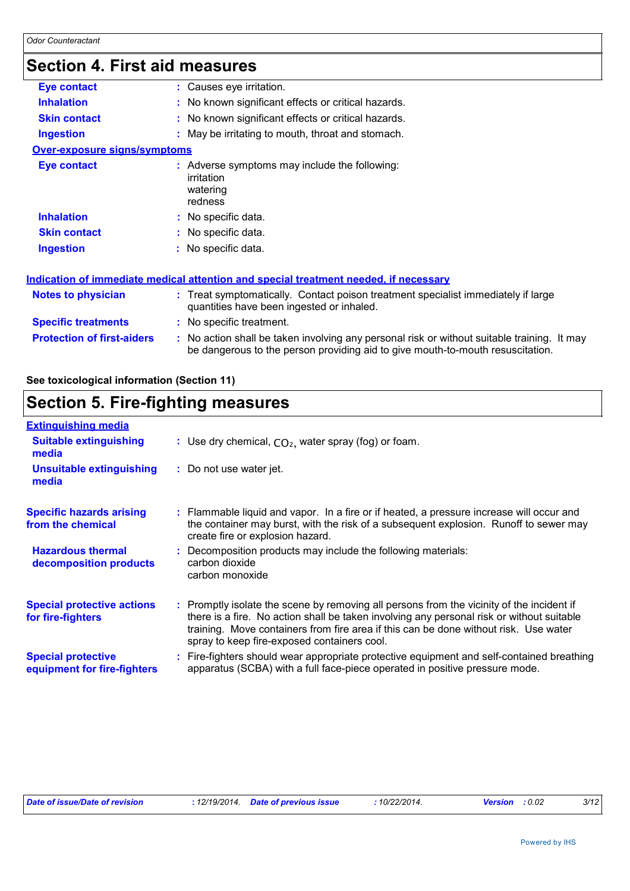## Section 4. First aid measures

| | |
|---|---|
| **Eye contact** | : Causes eye irritation. |
| **Inhalation** | : No known significant effects or critical hazards. |
| **Skin contact** | : No known significant effects or critical hazards. |
| **Ingestion** | : May be irritating to mouth, throat and stomach. |

**Over-exposure signs/symptoms**

| | |
|---|---|
| **Eye contact** | : Adverse symptoms may include the following: irritation watering redness |
| **Inhalation** | : No specific data. |
| **Skin contact** | : No specific data. |
| **Ingestion** | : No specific data. |

**Indication of immediate medical attention and special treatment needed, if necessary**

| | |
|---|---|
| **Notes to physician** | : Treat symptomatically. Contact poison treatment specialist immediately if large quantities have been ingested or inhaled. |
| **Specific treatments** | : No specific treatment. |
| **Protection of first-aiders** | : No action shall be taken involving any personal risk or without suitable training. It may be dangerous to the person providing aid to give mouth-to-mouth resuscitation. |

**See toxicological information (Section 11)**

## Section 5. Fire-fighting measures

**Extinguishing media**

| | |
|---|---|
| **Suitable extinguishing media** | : Use dry chemical, $CO_2$, water spray (fog) or foam. |
| **Unsuitable extinguishing media** | : Do not use water jet. |
| **Specific hazards arising from the chemical** | : Flammable liquid and vapor. In a fire or if heated, a pressure increase will occur and the container may burst, with the risk of a subsequent explosion. Runoff to sewer may create fire or explosion hazard. |
| **Hazardous thermal decomposition products** | : Decomposition products may include the following materials: carbon dioxide carbon monoxide |
| **Special protective actions for fire-fighters** | : Promptly isolate the scene by removing all persons from the vicinity of the incident if there is a fire. No action shall be taken involving any personal risk or without suitable training. Move containers from fire area if this can be done without risk. Use water spray to keep fire-exposed containers cool. |
| **Special protective equipment for fire-fighters** | : Fire-fighters should wear appropriate protective equipment and self-contained breathing apparatus (SCBA) with a full face-piece operated in positive pressure mode. |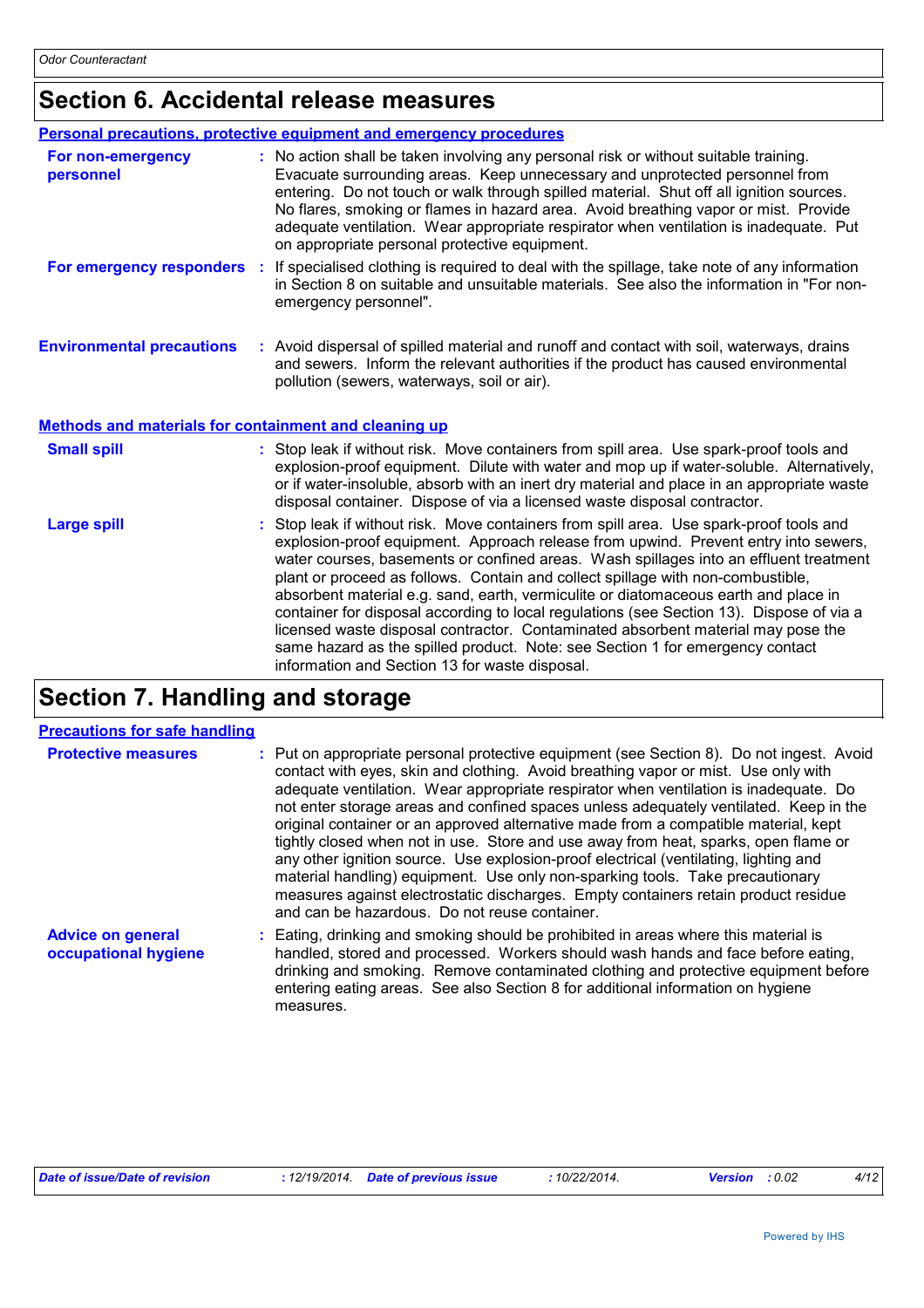## Section 6. Accidental release measures

### Personal precautions, protective equipment and emergency procedures

**For non-emergency personnel** : No action shall be taken involving any personal risk or without suitable training. Evacuate surrounding areas. Keep unnecessary and unprotected personnel from entering. Do not touch or walk through spilled material. Shut off all ignition sources. No flares, smoking or flames in hazard area. Avoid breathing vapor or mist. Provide adequate ventilation. Wear appropriate respirator when ventilation is inadequate. Put on appropriate personal protective equipment.

**For emergency responders** : If specialised clothing is required to deal with the spillage, take note of any information in Section 8 on suitable and unsuitable materials. See also the information in "For non-emergency personnel".

**Environmental precautions** : Avoid dispersal of spilled material and runoff and contact with soil, waterways, drains and sewers. Inform the relevant authorities if the product has caused environmental pollution (sewers, waterways, soil or air).

### Methods and materials for containment and cleaning up

**Small spill** : Stop leak if without risk. Move containers from spill area. Use spark-proof tools and explosion-proof equipment. Dilute with water and mop up if water-soluble. Alternatively, or if water-insoluble, absorb with an inert dry material and place in an appropriate waste disposal container. Dispose of via a licensed waste disposal contractor.

**Large spill** : Stop leak if without risk. Move containers from spill area. Use spark-proof tools and explosion-proof equipment. Approach release from upwind. Prevent entry into sewers, water courses, basements or confined areas. Wash spillages into an effluent treatment plant or proceed as follows. Contain and collect spillage with non-combustible, absorbent material e.g. sand, earth, vermiculite or diatomaceous earth and place in container for disposal according to local regulations (see Section 13). Dispose of via a licensed waste disposal contractor. Contaminated absorbent material may pose the same hazard as the spilled product. Note: see Section 1 for emergency contact information and Section 13 for waste disposal.

## Section 7. Handling and storage

### Precautions for safe handling

**Protective measures** : Put on appropriate personal protective equipment (see Section 8). Do not ingest. Avoid contact with eyes, skin and clothing. Avoid breathing vapor or mist. Use only with adequate ventilation. Wear appropriate respirator when ventilation is inadequate. Do not enter storage areas and confined spaces unless adequately ventilated. Keep in the original container or an approved alternative made from a compatible material, kept tightly closed when not in use. Store and use away from heat, sparks, open flame or any other ignition source. Use explosion-proof electrical (ventilating, lighting and material handling) equipment. Use only non-sparking tools. Take precautionary measures against electrostatic discharges. Empty containers retain product residue and can be hazardous. Do not reuse container.

**Advice on general occupational hygiene** : Eating, drinking and smoking should be prohibited in areas where this material is handled, stored and processed. Workers should wash hands and face before eating, drinking and smoking. Remove contaminated clothing and protective equipment before entering eating areas. See also Section 8 for additional information on hygiene measures.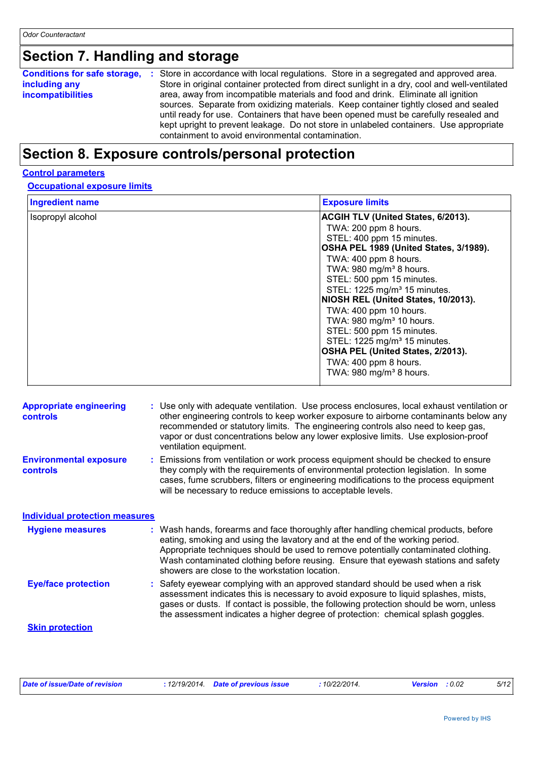## Section 7. Handling and storage

**Conditions for safe storage, including any incompatibilities** : Store in accordance with local regulations. Store in a segregated and approved area. Store in original container protected from direct sunlight in a dry, cool and well-ventilated area, away from incompatible materials and food and drink. Eliminate all ignition sources. Separate from oxidizing materials. Keep container tightly closed and sealed until ready for use. Containers that have been opened must be carefully resealed and kept upright to prevent leakage. Do not store in unlabeled containers. Use appropriate containment to avoid environmental contamination.

## Section 8. Exposure controls/personal protection

### Control parameters

#### Occupational exposure limits

| Ingredient name | Exposure limits |
| --- | --- |
| Isopropyl alcohol | **ACGIH TLV (United States, 6/2013).**<br>TWA: 200 ppm 8 hours.<br>STEL: 400 ppm 15 minutes.<br>**OSHA PEL 1989 (United States, 3/1989).**<br>TWA: 400 ppm 8 hours.<br>TWA: 980 mg/m³ 8 hours.<br>STEL: 500 ppm 15 minutes.<br>STEL: 1225 mg/m³ 15 minutes.<br>**NIOSH REL (United States, 10/2013).**<br>TWA: 400 ppm 10 hours.<br>TWA: 980 mg/m³ 10 hours.<br>STEL: 500 ppm 15 minutes.<br>STEL: 1225 mg/m³ 15 minutes.<br>**OSHA PEL (United States, 2/2013).**<br>TWA: 400 ppm 8 hours.<br>TWA: 980 mg/m³ 8 hours. |

**Appropriate engineering controls** : Use only with adequate ventilation. Use process enclosures, local exhaust ventilation or other engineering controls to keep worker exposure to airborne contaminants below any recommended or statutory limits. The engineering controls also need to keep gas, vapor or dust concentrations below any lower explosive limits. Use explosion-proof ventilation equipment.

**Environmental exposure controls** : Emissions from ventilation or work process equipment should be checked to ensure they comply with the requirements of environmental protection legislation. In some cases, fume scrubbers, filters or engineering modifications to the process equipment will be necessary to reduce emissions to acceptable levels.

### Individual protection measures

**Hygiene measures** : Wash hands, forearms and face thoroughly after handling chemical products, before eating, smoking and using the lavatory and at the end of the working period. Appropriate techniques should be used to remove potentially contaminated clothing. Wash contaminated clothing before reusing. Ensure that eyewash stations and safety showers are close to the workstation location.

**Eye/face protection** : Safety eyewear complying with an approved standard should be used when a risk assessment indicates this is necessary to avoid exposure to liquid splashes, mists, gases or dusts. If contact is possible, the following protection should be worn, unless the assessment indicates a higher degree of protection: chemical splash goggles.

#### Skin protection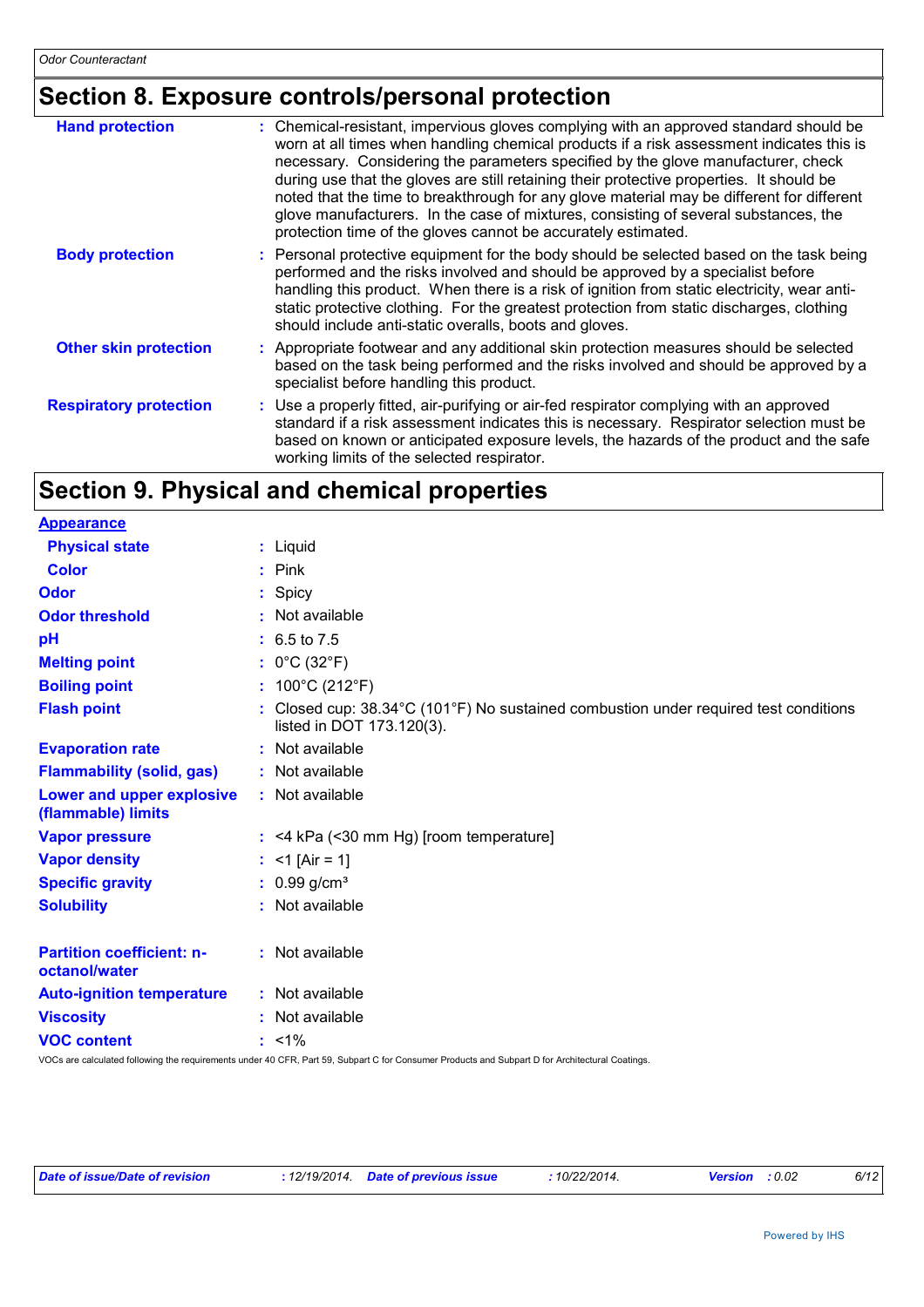## Section 8. Exposure controls/personal protection

| | |
|---|---|
| **Hand protection** | : Chemical-resistant, impervious gloves complying with an approved standard should be worn at all times when handling chemical products if a risk assessment indicates this is necessary. Considering the parameters specified by the glove manufacturer, check during use that the gloves are still retaining their protective properties. It should be noted that the time to breakthrough for any glove material may be different for different glove manufacturers. In the case of mixtures, consisting of several substances, the protection time of the gloves cannot be accurately estimated. |
| **Body protection** | : Personal protective equipment for the body should be selected based on the task being performed and the risks involved and should be approved by a specialist before handling this product. When there is a risk of ignition from static electricity, wear anti-static protective clothing. For the greatest protection from static discharges, clothing should include anti-static overalls, boots and gloves. |
| **Other skin protection** | : Appropriate footwear and any additional skin protection measures should be selected based on the task being performed and the risks involved and should be approved by a specialist before handling this product. |
| **Respiratory protection** | : Use a properly fitted, air-purifying or air-fed respirator complying with an approved standard if a risk assessment indicates this is necessary. Respirator selection must be based on known or anticipated exposure levels, the hazards of the product and the safe working limits of the selected respirator. |

## Section 9. Physical and chemical properties

**Appearance**

| | |
|---|---|
| **Physical state** | : Liquid |
| **Color** | : Pink |
| **Odor** | : Spicy |
| **Odor threshold** | : Not available |
| **pH** | : 6.5 to 7.5 |
| **Melting point** | : 0°C (32°F) |
| **Boiling point** | : 100°C (212°F) |
| **Flash point** | : Closed cup: 38.34°C (101°F) No sustained combustion under required test conditions listed in DOT 173.120(3). |
| **Evaporation rate** | : Not available |
| **Flammability (solid, gas)** | : Not available |
| **Lower and upper explosive (flammable) limits** | : Not available |
| **Vapor pressure** | : <4 kPa (<30 mm Hg) [room temperature] |
| **Vapor density** | : <1 [Air = 1] |
| **Specific gravity** | : 0.99 g/cm³ |
| **Solubility** | : Not available |
| **Partition coefficient: n-octanol/water** | : Not available |
| **Auto-ignition temperature** | : Not available |
| **Viscosity** | : Not available |
| **VOC content** | : <1% |

VOCs are calculated following the requirements under 40 CFR, Part 59, Subpart C for Consumer Products and Subpart D for Architectural Coatings.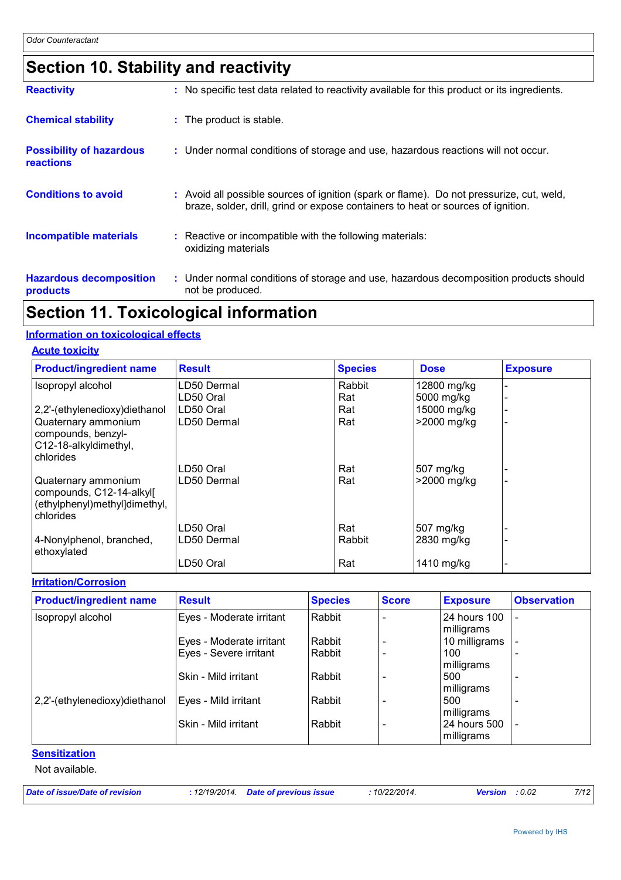## Section 10. Stability and reactivity

**Reactivity** : No specific test data related to reactivity available for this product or its ingredients.

**Chemical stability** : The product is stable.

**Possibility of hazardous reactions** : Under normal conditions of storage and use, hazardous reactions will not occur.

**Conditions to avoid** : Avoid all possible sources of ignition (spark or flame). Do not pressurize, cut, weld, braze, solder, drill, grind or expose containers to heat or sources of ignition.

**Incompatible materials** : Reactive or incompatible with the following materials: oxidizing materials

**Hazardous decomposition products** : Under normal conditions of storage and use, hazardous decomposition products should not be produced.

## Section 11. Toxicological information

### Information on toxicological effects

#### Acute toxicity

| Product/ingredient name | Result | Species | Dose | Exposure |
|---|---|---|---|---|
| Isopropyl alcohol | LD50 Dermal | Rabbit | 12800 mg/kg | - |
| | LD50 Oral | Rat | 5000 mg/kg | - |
| 2,2'-(ethylenedioxy)diethanol | LD50 Oral | Rat | 15000 mg/kg | - |
| Quaternary ammonium compounds, benzyl-C12-18-alkyldimethyl, chlorides | LD50 Dermal | Rat | >2000 mg/kg | - |
| | LD50 Oral | Rat | 507 mg/kg | - |
| Quaternary ammonium compounds, C12-14-alkyl[(ethylphenyl)methyl]dimethyl, chlorides | LD50 Dermal | Rat | >2000 mg/kg | - |
| | LD50 Oral | Rat | 507 mg/kg | - |
| 4-Nonylphenol, branched, ethoxylated | LD50 Dermal | Rabbit | 2830 mg/kg | - |
| | LD50 Oral | Rat | 1410 mg/kg | - |

#### Irritation/Corrosion

| Product/ingredient name | Result | Species | Score | Exposure | Observation |
|---|---|---|---|---|---|
| Isopropyl alcohol | Eyes - Moderate irritant | Rabbit | - | 24 hours 100 milligrams | - |
| | Eyes - Moderate irritant | Rabbit | - | 10 milligrams | - |
| | Eyes - Severe irritant | Rabbit | - | 100 milligrams | - |
| | Skin - Mild irritant | Rabbit | - | 500 milligrams | - |
| 2,2'-(ethylenedioxy)diethanol | Eyes - Mild irritant | Rabbit | - | 500 milligrams | - |
| | Skin - Mild irritant | Rabbit | - | 24 hours 500 milligrams | - |

#### Sensitization

Not available.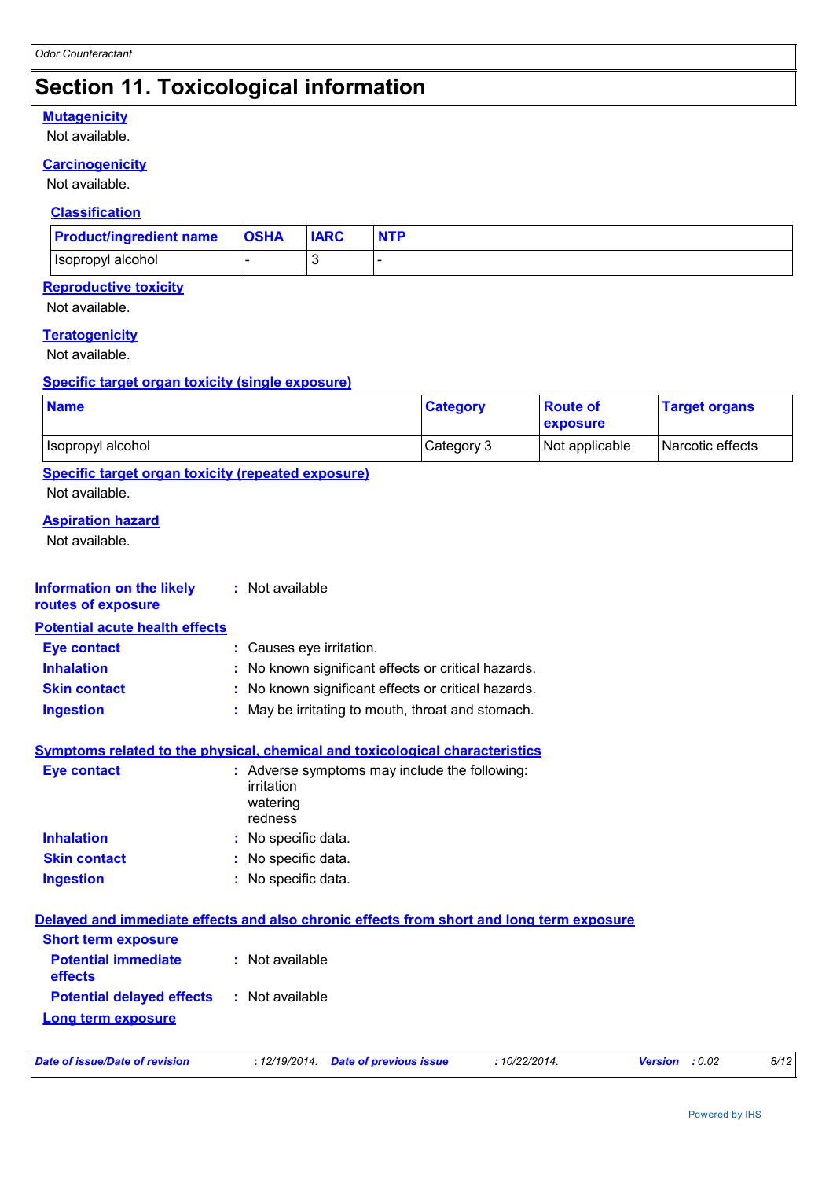# Section 11. Toxicological information

### Mutagenicity

Not available.

### Carcinogenicity

Not available.

#### Classification

| Product/ingredient name | OSHA | IARC | NTP |
|---|---|---|---|
| Isopropyl alcohol | - | 3 | - |

### Reproductive toxicity

Not available.

### Teratogenicity

Not available.

### Specific target organ toxicity (single exposure)

| Name | Category | Route of exposure | Target organs |
|---|---|---|---|
| Isopropyl alcohol | Category 3 | Not applicable | Narcotic effects |

### Specific target organ toxicity (repeated exposure)

Not available.

### Aspiration hazard

Not available.

**Information on the likely routes of exposure** : Not available

## Potential acute health effects

**Eye contact** : Causes eye irritation.
**Inhalation** : No known significant effects or critical hazards.
**Skin contact** : No known significant effects or critical hazards.
**Ingestion** : May be irritating to mouth, throat and stomach.

## Symptoms related to the physical, chemical and toxicological characteristics

**Eye contact** : Adverse symptoms may include the following:
irritation
watering
redness

**Inhalation** : No specific data.
**Skin contact** : No specific data.
**Ingestion** : No specific data.

## Delayed and immediate effects and also chronic effects from short and long term exposure

### Short term exposure

**Potential immediate effects** : Not available
**Potential delayed effects** : Not available

### Long term exposure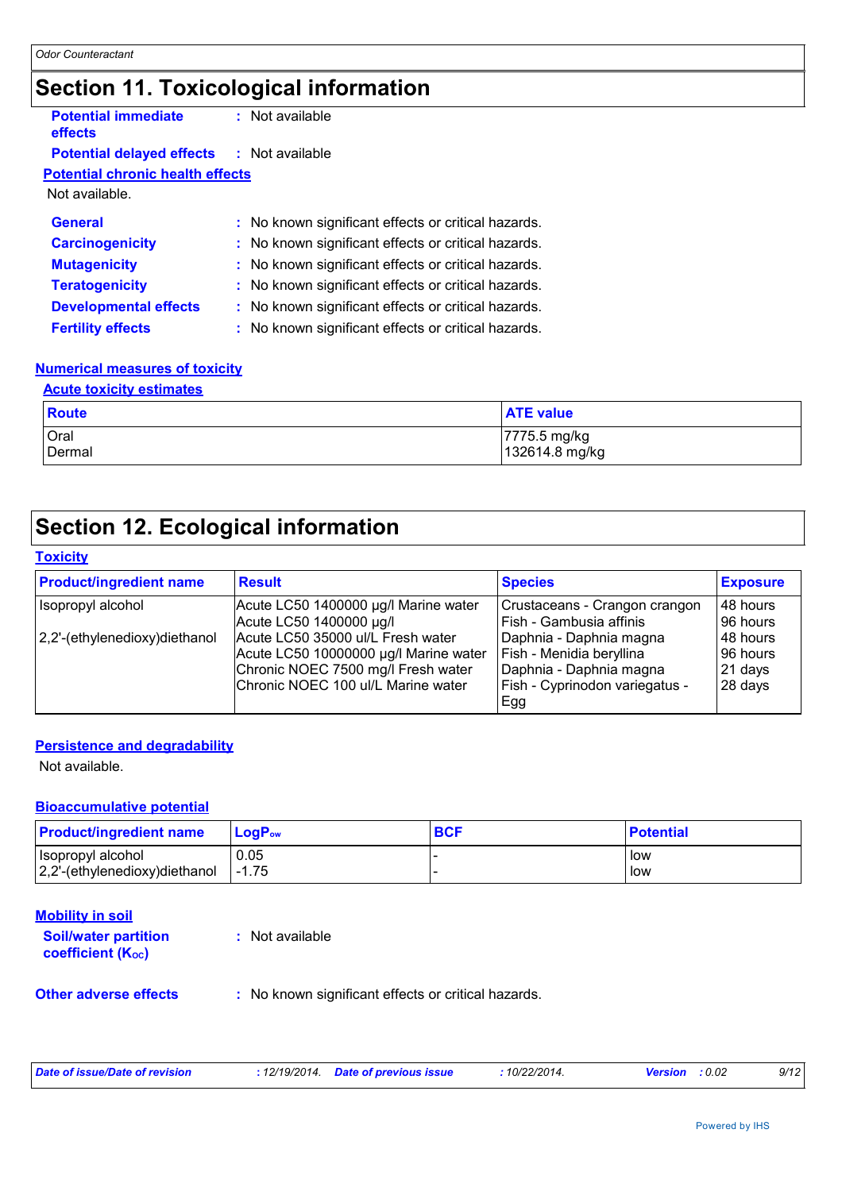# Section 11. Toxicological information

**Potential immediate effects** : Not available

**Potential delayed effects** : Not available

**Potential chronic health effects**

Not available.

**General** : No known significant effects or critical hazards.

**Carcinogenicity** : No known significant effects or critical hazards.

**Mutagenicity** : No known significant effects or critical hazards.

**Teratogenicity** : No known significant effects or critical hazards.

**Developmental effects** : No known significant effects or critical hazards.

**Fertility effects** : No known significant effects or critical hazards.

**Numerical measures of toxicity**

**Acute toxicity estimates**

| Route | ATE value |
|---|---|
| Oral | 7775.5 mg/kg |
| Dermal | 132614.8 mg/kg |

# Section 12. Ecological information

**Toxicity**

| Product/ingredient name | Result | Species | Exposure |
|---|---|---|---|
| Isopropyl alcohol | Acute LC50 1400000 µg/l Marine water | Crustaceans - Crangon crangon | 48 hours |
| | Acute LC50 1400000 µg/l | Fish - Gambusia affinis | 96 hours |
| 2,2'-(ethylenedioxy)diethanol | Acute LC50 35000 ul/L Fresh water | Daphnia - Daphnia magna | 48 hours |
| | Acute LC50 10000000 µg/l Marine water | Fish - Menidia beryllina | 96 hours |
| | Chronic NOEC 7500 mg/l Fresh water | Daphnia - Daphnia magna | 21 days |
| | Chronic NOEC 100 ul/L Marine water | Fish - Cyprinodon variegatus - Egg | 28 days |

**Persistence and degradability**

Not available.

**Bioaccumulative potential**

| Product/ingredient name | $LogP_{ow}$ | BCF | Potential |
|---|---|---|---|
| Isopropyl alcohol | 0.05 | - | low |
| 2,2'-(ethylenedioxy)diethanol | -1.75 | - | low |

**Mobility in soil**

**Soil/water partition coefficient ($K_{OC}$)** : Not available

**Other adverse effects** : No known significant effects or critical hazards.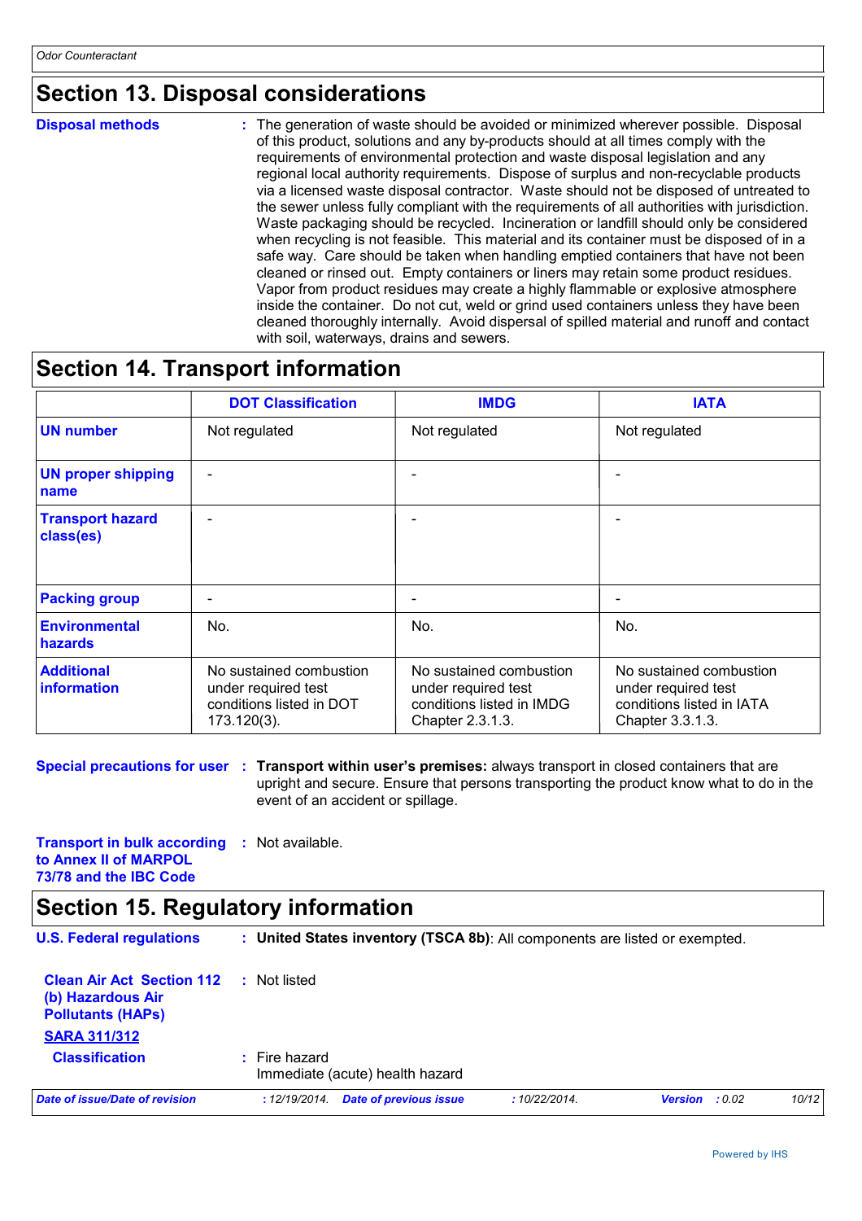## Section 13. Disposal considerations

**Disposal methods** : The generation of waste should be avoided or minimized wherever possible. Disposal of this product, solutions and any by-products should at all times comply with the requirements of environmental protection and waste disposal legislation and any regional local authority requirements. Dispose of surplus and non-recyclable products via a licensed waste disposal contractor. Waste should not be disposed of untreated to the sewer unless fully compliant with the requirements of all authorities with jurisdiction. Waste packaging should be recycled. Incineration or landfill should only be considered when recycling is not feasible. This material and its container must be disposed of in a safe way. Care should be taken when handling emptied containers that have not been cleaned or rinsed out. Empty containers or liners may retain some product residues. Vapor from product residues may create a highly flammable or explosive atmosphere inside the container. Do not cut, weld or grind used containers unless they have been cleaned thoroughly internally. Avoid dispersal of spilled material and runoff and contact with soil, waterways, drains and sewers.

## Section 14. Transport information

| | DOT Classification | IMDG | IATA |
|---|---|---|---|
| **UN number** | Not regulated | Not regulated | Not regulated |
| **UN proper shipping name** | - | - | - |
| **Transport hazard class(es)** | - | - | - |
| **Packing group** | - | - | - |
| **Environmental hazards** | No. | No. | No. |
| **Additional information** | No sustained combustion under required test conditions listed in DOT 173.120(3). | No sustained combustion under required test conditions listed in IMDG Chapter 2.3.1.3. | No sustained combustion under required test conditions listed in IATA Chapter 3.3.1.3. |

**Special precautions for user** : **Transport within user's premises:** always transport in closed containers that are upright and secure. Ensure that persons transporting the product know what to do in the event of an accident or spillage.

**Transport in bulk according to Annex II of MARPOL 73/78 and the IBC Code** : Not available.

## Section 15. Regulatory information

**U.S. Federal regulations** : **United States inventory (TSCA 8b)**: All components are listed or exempted.

**Clean Air Act Section 112 (b) Hazardous Air Pollutants (HAPs)** : Not listed

**SARA 311/312**

**Classification** : Fire hazard
Immediate (acute) health hazard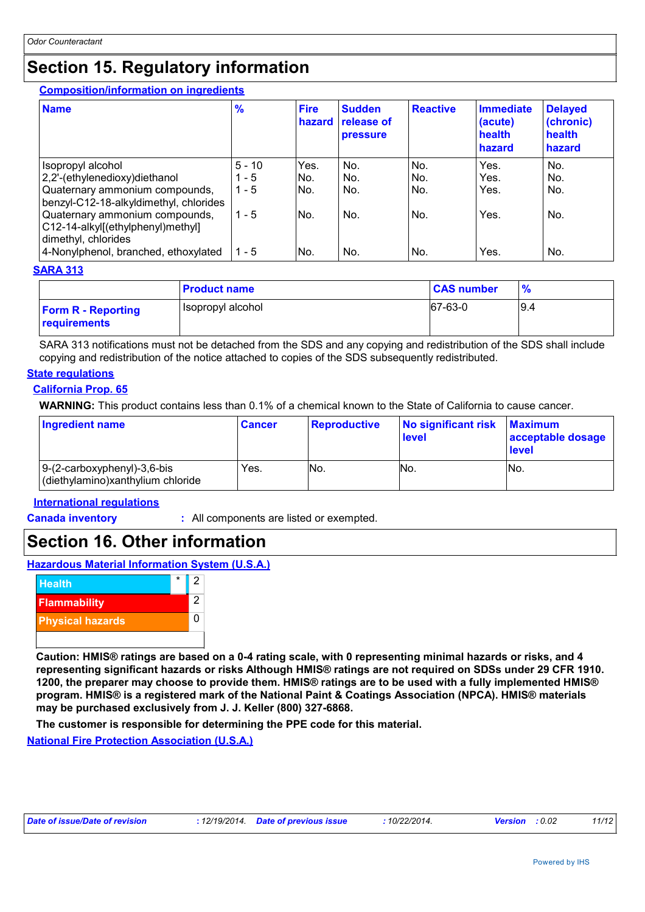## Section 15. Regulatory information

### Composition/information on ingredients

| Name | % | Fire hazard | Sudden release of pressure | Reactive | Immediate (acute) health hazard | Delayed (chronic) health hazard |
|---|---|---|---|---|---|---|
| Isopropyl alcohol | 5 - 10 | Yes. | No. | No. | Yes. | No. |
| 2,2'-(ethylenedioxy)diethanol | 1 - 5 | No. | No. | No. | Yes. | No. |
| Quaternary ammonium compounds, benzyl-C12-18-alkyldimethyl, chlorides | 1 - 5 | No. | No. | No. | Yes. | No. |
| Quaternary ammonium compounds, C12-14-alkyl[(ethylphenyl)methyl] dimethyl, chlorides | 1 - 5 | No. | No. | No. | Yes. | No. |
| 4-Nonylphenol, branched, ethoxylated | 1 - 5 | No. | No. | No. | Yes. | No. |

### SARA 313

| | Product name | CAS number | % |
|---|---|---|---|
| **Form R - Reporting requirements** | Isopropyl alcohol | 67-63-0 | 9.4 |

SARA 313 notifications must not be detached from the SDS and any copying and redistribution of the SDS shall include copying and redistribution of the notice attached to copies of the SDS subsequently redistributed.

### State regulations

### California Prop. 65

**WARNING:** This product contains less than 0.1% of a chemical known to the State of California to cause cancer.

| Ingredient name | Cancer | Reproductive | No significant risk level | Maximum acceptable dosage level |
|---|---|---|---|---|
| 9-(2-carboxyphenyl)-3,6-bis (diethylamino)xanthylium chloride | Yes. | No. | No. | No. |

### International regulations

**Canada inventory** : All components are listed or exempted.

## Section 16. Other information

### Hazardous Material Information System (U.S.A.)

| | | |
|---|---|---|
| Health | * | 2 |
| Flammability | | 2 |
| Physical hazards | | 0 |

**Caution: HMIS® ratings are based on a 0-4 rating scale, with 0 representing minimal hazards or risks, and 4 representing significant hazards or risks Although HMIS® ratings are not required on SDSs under 29 CFR 1910. 1200, the preparer may choose to provide them. HMIS® ratings are to be used with a fully implemented HMIS® program. HMIS® is a registered mark of the National Paint & Coatings Association (NPCA). HMIS® materials may be purchased exclusively from J. J. Keller (800) 327-6868.**

**The customer is responsible for determining the PPE code for this material.**

### National Fire Protection Association (U.S.A.)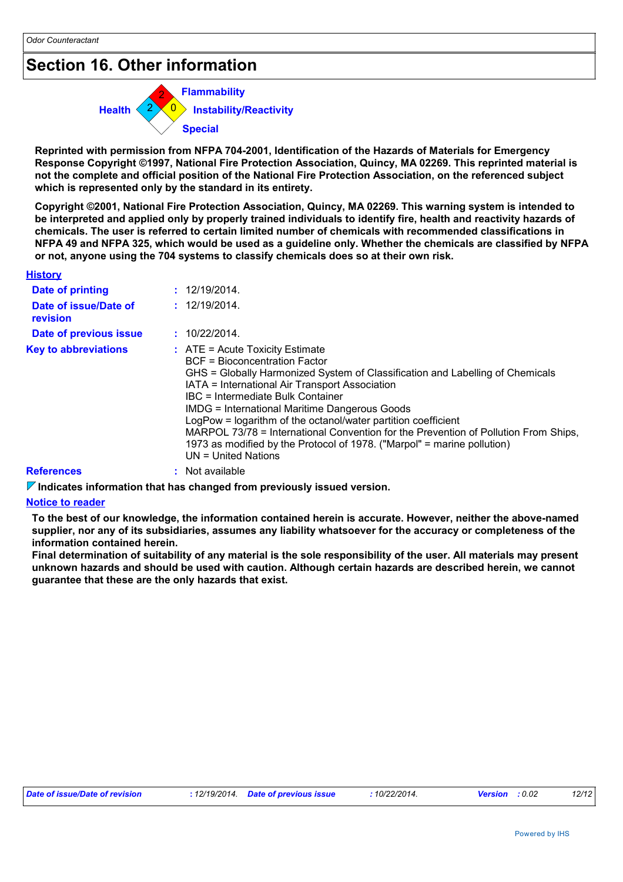# Section 16. Other information

Flammability: 2
Health: 2
Instability/Reactivity: 0
Special

**Reprinted with permission from NFPA 704-2001, Identification of the Hazards of Materials for Emergency Response Copyright ©1997, National Fire Protection Association, Quincy, MA 02269. This reprinted material is not the complete and official position of the National Fire Protection Association, on the referenced subject which is represented only by the standard in its entirety.**

**Copyright ©2001, National Fire Protection Association, Quincy, MA 02269. This warning system is intended to be interpreted and applied only by properly trained individuals to identify fire, health and reactivity hazards of chemicals. The user is referred to certain limited number of chemicals with recommended classifications in NFPA 49 and NFPA 325, which would be used as a guideline only. Whether the chemicals are classified by NFPA or not, anyone using the 704 systems to classify chemicals does so at their own risk.**

## History

| | |
|---|---|
| **Date of printing** | : 12/19/2014. |
| **Date of issue/Date of revision** | : 12/19/2014. |
| **Date of previous issue** | : 10/22/2014. |
| **Key to abbreviations** | : ATE = Acute Toxicity Estimate<br>BCF = Bioconcentration Factor<br>GHS = Globally Harmonized System of Classification and Labelling of Chemicals<br>IATA = International Air Transport Association<br>IBC = Intermediate Bulk Container<br>IMDG = International Maritime Dangerous Goods<br>LogPow = logarithm of the octanol/water partition coefficient<br>MARPOL 73/78 = International Convention for the Prevention of Pollution From Ships, 1973 as modified by the Protocol of 1978. ("Marpol" = marine pollution)<br>UN = United Nations |
| **References** | : Not available |

**Indicates information that has changed from previously issued version.**

## Notice to reader

**To the best of our knowledge, the information contained herein is accurate. However, neither the above-named supplier, nor any of its subsidiaries, assumes any liability whatsoever for the accuracy or completeness of the information contained herein.**
**Final determination of suitability of any material is the sole responsibility of the user. All materials may present unknown hazards and should be used with caution. Although certain hazards are described herein, we cannot guarantee that these are the only hazards that exist.**